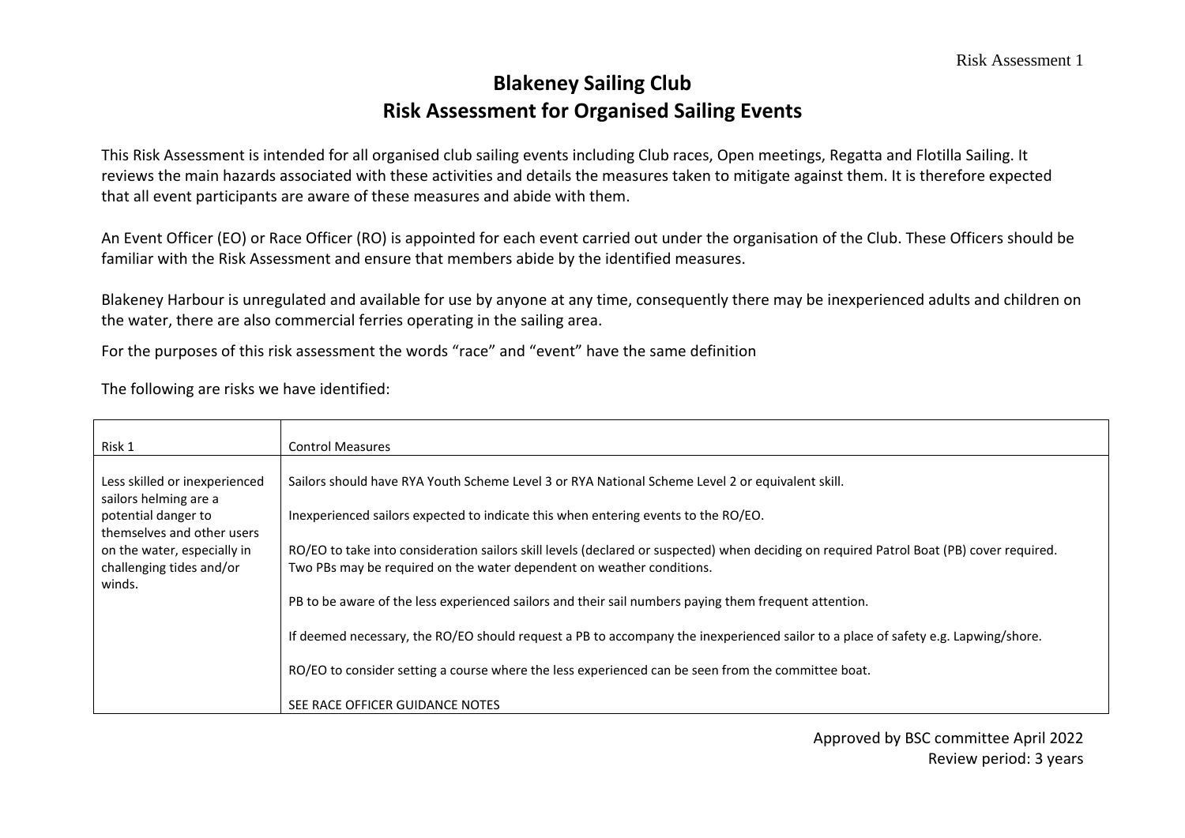# Blakeney Sailing Club
# Risk Assessment for Organised Sailing Events

This Risk Assessment is intended for all organised club sailing events including Club races, Open meetings, Regatta and Flotilla Sailing. It reviews the main hazards associated with these activities and details the measures taken to mitigate against them. It is therefore expected that all event participants are aware of these measures and abide with them.

An Event Officer (EO) or Race Officer (RO) is appointed for each event carried out under the organisation of the Club. These Officers should be familiar with the Risk Assessment and ensure that members abide by the identified measures.

Blakeney Harbour is unregulated and available for use by anyone at any time, consequently there may be inexperienced adults and children on the water, there are also commercial ferries operating in the sailing area.

For the purposes of this risk assessment the words "race" and "event" have the same definition

The following are risks we have identified:

| Risk 1 | Control Measures |
|---|---|
| Less skilled or inexperienced sailors helming are a potential danger to themselves and other users on the water, especially in challenging tides and/or winds. | Sailors should have RYA Youth Scheme Level 3 or RYA National Scheme Level 2 or equivalent skill.<br><br>Inexperienced sailors expected to indicate this when entering events to the RO/EO.<br><br>RO/EO to take into consideration sailors skill levels (declared or suspected) when deciding on required Patrol Boat (PB) cover required. Two PBs may be required on the water dependent on weather conditions.<br><br>PB to be aware of the less experienced sailors and their sail numbers paying them frequent attention.<br><br>If deemed necessary, the RO/EO should request a PB to accompany the inexperienced sailor to a place of safety e.g. Lapwing/shore.<br><br>RO/EO to consider setting a course where the less experienced can be seen from the committee boat.<br><br>SEE RACE OFFICER GUIDANCE NOTES |

Approved by BSC committee April 2022
Review period: 3 years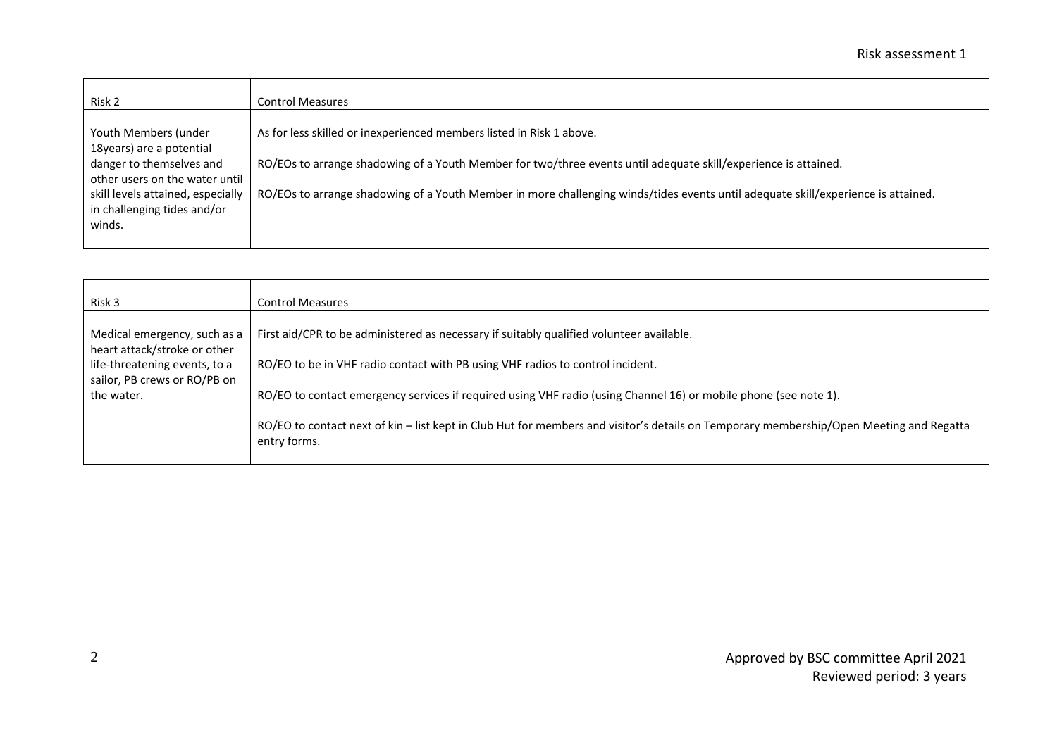| Risk 2 | Control Measures |
| --- | --- |
| Youth Members (under 18years) are a potential danger to themselves and other users on the water until skill levels attained, especially in challenging tides and/or winds. | As for less skilled or inexperienced members listed in Risk 1 above.<br><br>RO/EOs to arrange shadowing of a Youth Member for two/three events until adequate skill/experience is attained.<br><br>RO/EOs to arrange shadowing of a Youth Member in more challenging winds/tides events until adequate skill/experience is attained. |

| Risk 3 | Control Measures |
| --- | --- |
| Medical emergency, such as a heart attack/stroke or other life-threatening events, to a sailor, PB crews or RO/PB on the water. | First aid/CPR to be administered as necessary if suitably qualified volunteer available.<br><br>RO/EO to be in VHF radio contact with PB using VHF radios to control incident.<br><br>RO/EO to contact emergency services if required using VHF radio (using Channel 16) or mobile phone (see note 1).<br><br>RO/EO to contact next of kin – list kept in Club Hut for members and visitor's details on Temporary membership/Open Meeting and Regatta entry forms. |

Approved by BSC committee April 2021
Reviewed period: 3 years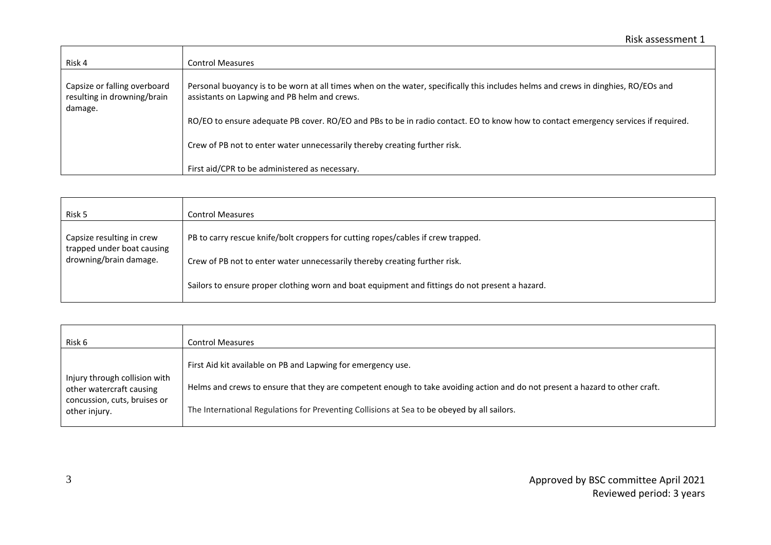| Risk 4 | Control Measures |
| --- | --- |
| Capsize or falling overboard resulting in drowning/brain damage. | Personal buoyancy is to be worn at all times when on the water, specifically this includes helms and crews in dinghies, RO/EOs and assistants on Lapwing and PB helm and crews.<br><br>RO/EO to ensure adequate PB cover. RO/EO and PBs to be in radio contact. EO to know how to contact emergency services if required.<br><br>Crew of PB not to enter water unnecessarily thereby creating further risk.<br><br>First aid/CPR to be administered as necessary. |

| Risk 5 | Control Measures |
| --- | --- |
| Capsize resulting in crew trapped under boat causing drowning/brain damage. | PB to carry rescue knife/bolt croppers for cutting ropes/cables if crew trapped.<br><br>Crew of PB not to enter water unnecessarily thereby creating further risk.<br><br>Sailors to ensure proper clothing worn and boat equipment and fittings do not present a hazard. |

| Risk 6 | Control Measures |
| --- | --- |
| Injury through collision with other watercraft causing concussion, cuts, bruises or other injury. | First Aid kit available on PB and Lapwing for emergency use.<br><br>Helms and crews to ensure that they are competent enough to take avoiding action and do not present a hazard to other craft.<br><br>The International Regulations for Preventing Collisions at Sea to be obeyed by all sailors. |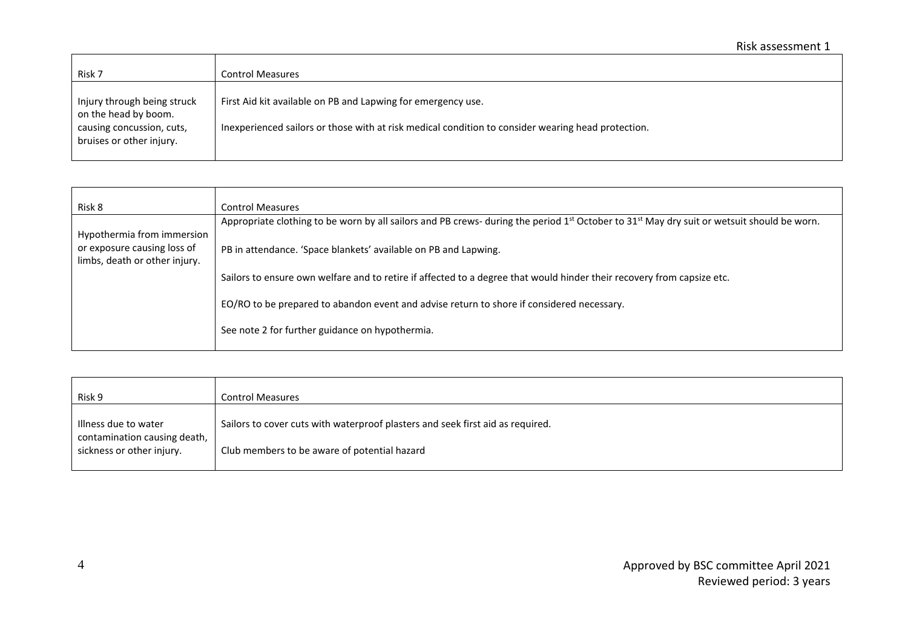| Risk 7 | Control Measures |
|---|---|
| Injury through being struck on the head by boom. causing concussion, cuts, bruises or other injury. | First Aid kit available on PB and Lapwing for emergency use.<br><br>Inexperienced sailors or those with at risk medical condition to consider wearing head protection. |

| Risk 8 | Control Measures |
|---|---|
| Hypothermia from immersion or exposure causing loss of limbs, death or other injury. | Appropriate clothing to be worn by all sailors and PB crews- during the period 1st October to 31st May dry suit or wetsuit should be worn.<br><br>PB in attendance. 'Space blankets' available on PB and Lapwing.<br><br>Sailors to ensure own welfare and to retire if affected to a degree that would hinder their recovery from capsize etc.<br><br>EO/RO to be prepared to abandon event and advise return to shore if considered necessary.<br><br>See note 2 for further guidance on hypothermia. |

| Risk 9 | Control Measures |
|---|---|
| Illness due to water contamination causing death, sickness or other injury. | Sailors to cover cuts with waterproof plasters and seek first aid as required.<br><br>Club members to be aware of potential hazard |

Approved by BSC committee April 2021
Reviewed period: 3 years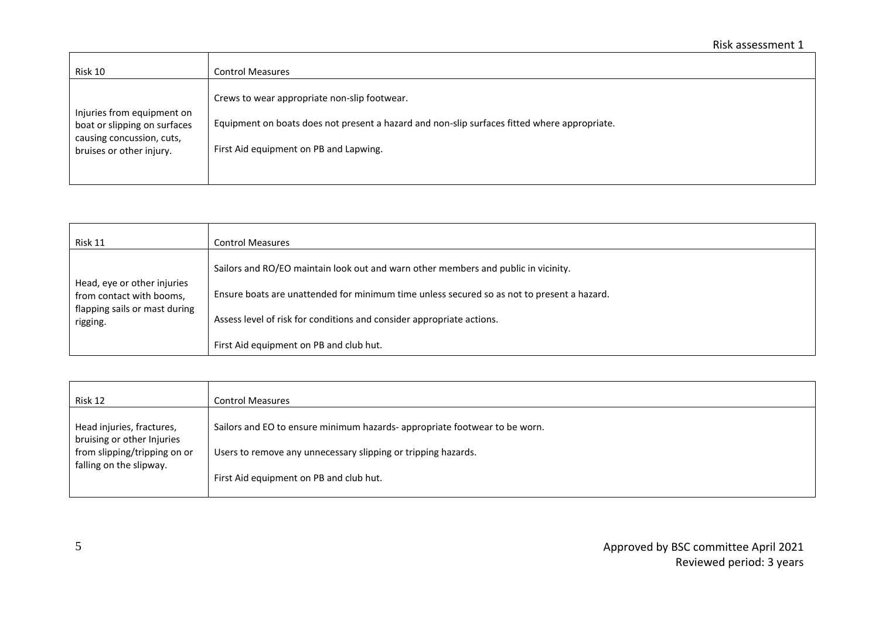| Risk 10 | Control Measures |
|---|---|
| Injuries from equipment on boat or slipping on surfaces causing concussion, cuts, bruises or other injury. | Crews to wear appropriate non-slip footwear.<br><br>Equipment on boats does not present a hazard and non-slip surfaces fitted where appropriate.<br><br>First Aid equipment on PB and Lapwing. |

| Risk 11 | Control Measures |
|---|---|
| Head, eye or other injuries from contact with booms, flapping sails or mast during rigging. | Sailors and RO/EO maintain look out and warn other members and public in vicinity.<br><br>Ensure boats are unattended for minimum time unless secured so as not to present a hazard.<br><br>Assess level of risk for conditions and consider appropriate actions.<br><br>First Aid equipment on PB and club hut. |

| Risk 12 | Control Measures |
|---|---|
| Head injuries, fractures, bruising or other Injuries from slipping/tripping on or falling on the slipway. | Sailors and EO to ensure minimum hazards- appropriate footwear to be worn.<br><br>Users to remove any unnecessary slipping or tripping hazards.<br><br>First Aid equipment on PB and club hut. |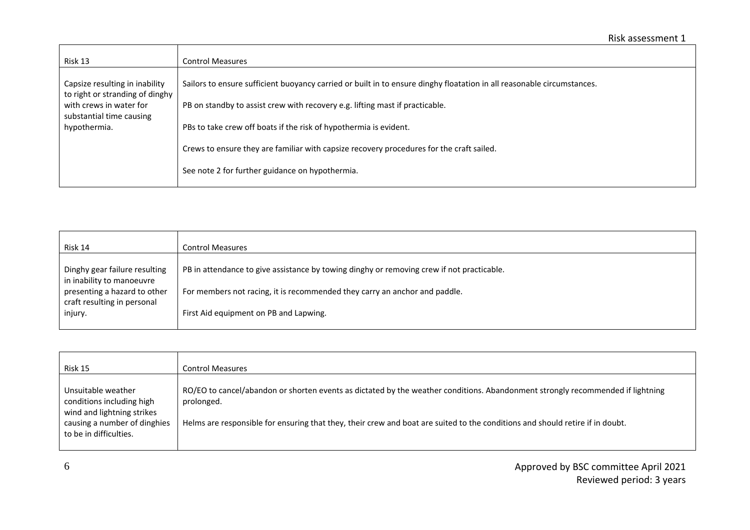| Risk 13 | Control Measures |
|---|---|
| Capsize resulting in inability to right or stranding of dinghy with crews in water for substantial time causing hypothermia. | Sailors to ensure sufficient buoyancy carried or built in to ensure dinghy floatation in all reasonable circumstances.<br><br>PB on standby to assist crew with recovery e.g. lifting mast if practicable.<br><br>PBs to take crew off boats if the risk of hypothermia is evident.<br><br>Crews to ensure they are familiar with capsize recovery procedures for the craft sailed.<br><br>See note 2 for further guidance on hypothermia. |

| Risk 14 | Control Measures |
|---|---|
| Dinghy gear failure resulting in inability to manoeuvre presenting a hazard to other craft resulting in personal injury. | PB in attendance to give assistance by towing dinghy or removing crew if not practicable.<br><br>For members not racing, it is recommended they carry an anchor and paddle.<br><br>First Aid equipment on PB and Lapwing. |

| Risk 15 | Control Measures |
|---|---|
| Unsuitable weather conditions including high wind and lightning strikes causing a number of dinghies to be in difficulties. | RO/EO to cancel/abandon or shorten events as dictated by the weather conditions. Abandonment strongly recommended if lightning prolonged.<br><br>Helms are responsible for ensuring that they, their crew and boat are suited to the conditions and should retire if in doubt. |

Approved by BSC committee April 2021
Reviewed period: 3 years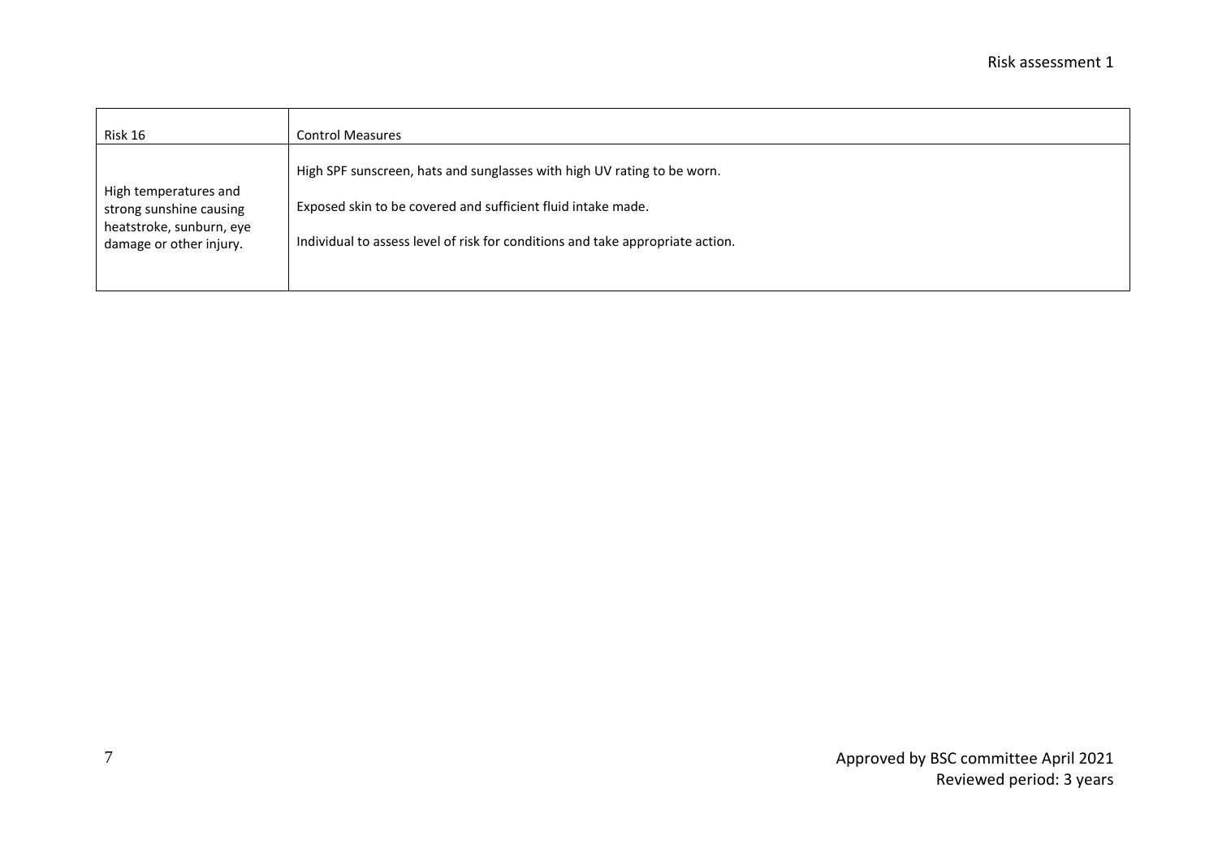| Risk 16 | Control Measures |
| --- | --- |
| High temperatures and strong sunshine causing heatstroke, sunburn, eye damage or other injury. | High SPF sunscreen, hats and sunglasses with high UV rating to be worn.<br><br>Exposed skin to be covered and sufficient fluid intake made.<br><br>Individual to assess level of risk for conditions and take appropriate action. |

Approved by BSC committee April 2021
Reviewed period: 3 years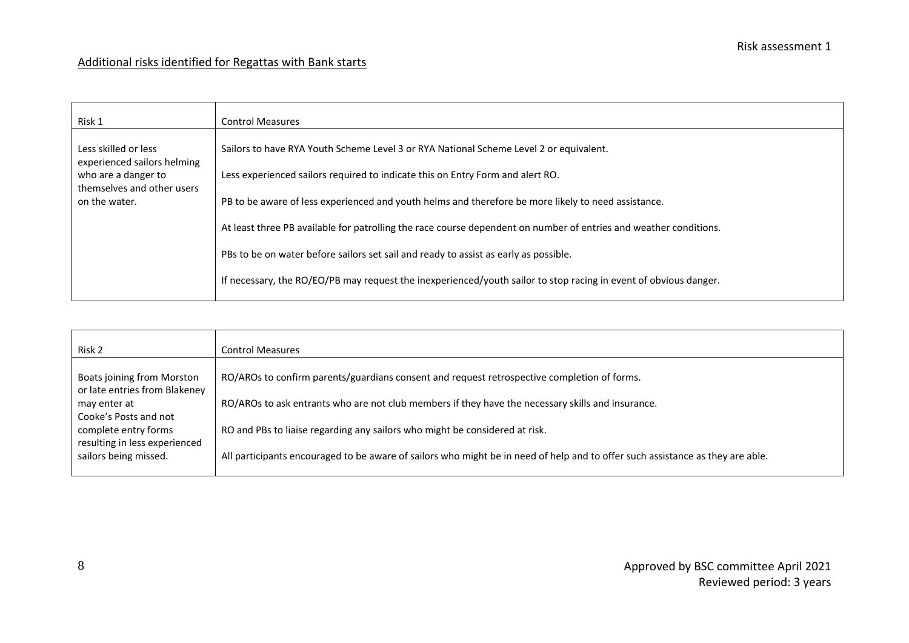## Additional risks identified for Regattas with Bank starts

| Risk 1 | Control Measures |
|---|---|
| Less skilled or less experienced sailors helming who are a danger to themselves and other users on the water. | Sailors to have RYA Youth Scheme Level 3 or RYA National Scheme Level 2 or equivalent.<br><br>Less experienced sailors required to indicate this on Entry Form and alert RO.<br><br>PB to be aware of less experienced and youth helms and therefore be more likely to need assistance.<br><br>At least three PB available for patrolling the race course dependent on number of entries and weather conditions.<br><br>PBs to be on water before sailors set sail and ready to assist as early as possible.<br><br>If necessary, the RO/EO/PB may request the inexperienced/youth sailor to stop racing in event of obvious danger. |

| Risk 2 | Control Measures |
|---|---|
| Boats joining from Morston or late entries from Blakeney may enter at Cooke's Posts and not complete entry forms resulting in less experienced sailors being missed. | RO/AROs to confirm parents/guardians consent and request retrospective completion of forms.<br><br>RO/AROs to ask entrants who are not club members if they have the necessary skills and insurance.<br><br>RO and PBs to liaise regarding any sailors who might be considered at risk.<br><br>All participants encouraged to be aware of sailors who might be in need of help and to offer such assistance as they are able. |

Approved by BSC committee April 2021
Reviewed period: 3 years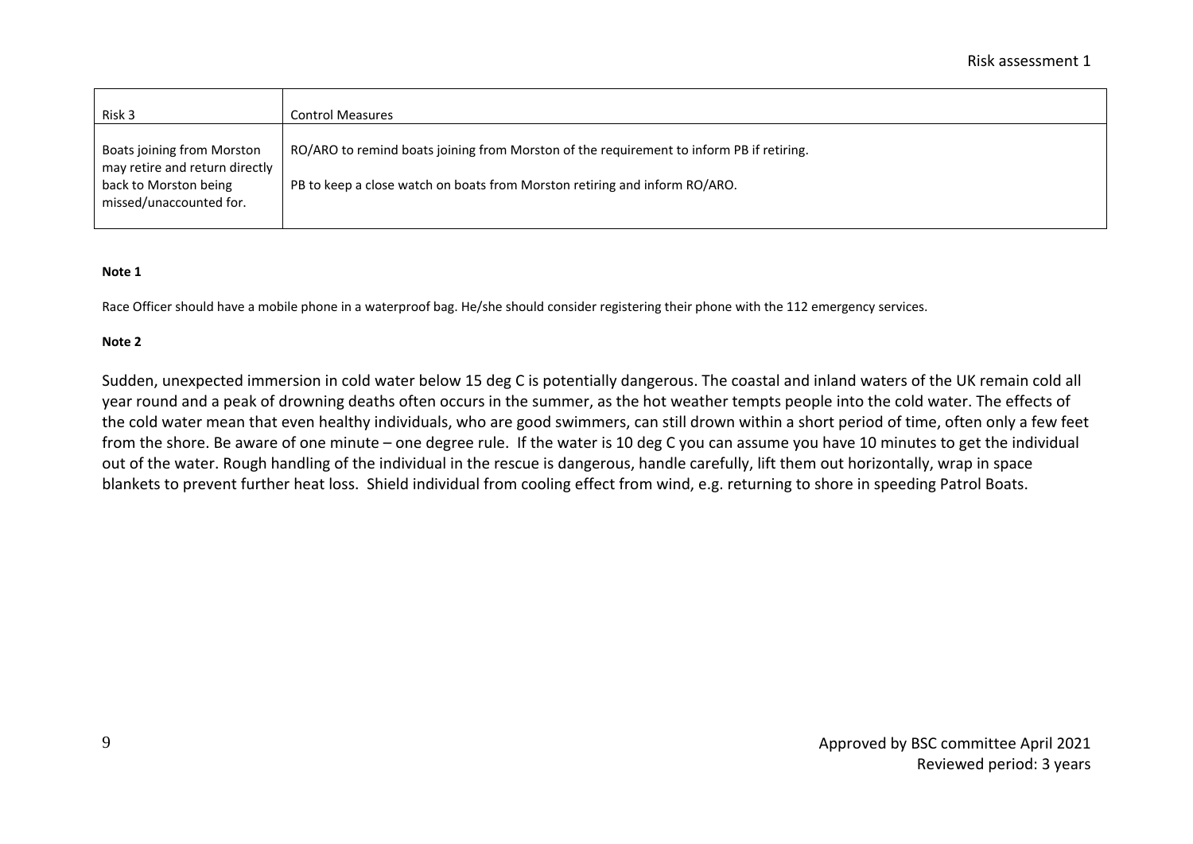| Risk 3 | Control Measures |
|---|---|
| Boats joining from Morston may retire and return directly back to Morston being missed/unaccounted for. | RO/ARO to remind boats joining from Morston of the requirement to inform PB if retiring.<br><br>PB to keep a close watch on boats from Morston retiring and inform RO/ARO. |

**Note 1**

Race Officer should have a mobile phone in a waterproof bag. He/she should consider registering their phone with the 112 emergency services.

**Note 2**

Sudden, unexpected immersion in cold water below 15 deg C is potentially dangerous. The coastal and inland waters of the UK remain cold all year round and a peak of drowning deaths often occurs in the summer, as the hot weather tempts people into the cold water. The effects of the cold water mean that even healthy individuals, who are good swimmers, can still drown within a short period of time, often only a few feet from the shore. Be aware of one minute – one degree rule. If the water is 10 deg C you can assume you have 10 minutes to get the individual out of the water. Rough handling of the individual in the rescue is dangerous, handle carefully, lift them out horizontally, wrap in space blankets to prevent further heat loss. Shield individual from cooling effect from wind, e.g. returning to shore in speeding Patrol Boats.

Approved by BSC committee April 2021
Reviewed period: 3 years